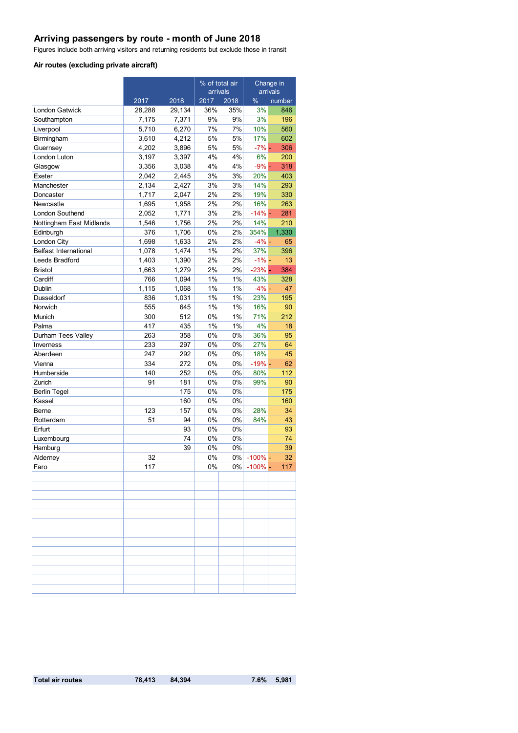## Arriving passengers by route - month of June 2018

Figures include both arriving visitors and returning residents but exclude those in transit

### Air routes (excluding private aircraft)

| | | | % of total air arrivals | | Change in arrivals | |
|---|---|---|---|---|---|---|
| | 2017 | 2018 | 2017 | 2018 | % | number |
| London Gatwick | 28,288 | 29,134 | 36% | 35% | 3% | 846 |
| Southampton | 7,175 | 7,371 | 9% | 9% | 3% | 196 |
| Liverpool | 5,710 | 6,270 | 7% | 7% | 10% | 560 |
| Birmingham | 3,610 | 4,212 | 5% | 5% | 17% | 602 |
| Guernsey | 4,202 | 3,896 | 5% | 5% | -7% | - 306 |
| London Luton | 3,197 | 3,397 | 4% | 4% | 6% | 200 |
| Glasgow | 3,356 | 3,038 | 4% | 4% | -9% | - 318 |
| Exeter | 2,042 | 2,445 | 3% | 3% | 20% | 403 |
| Manchester | 2,134 | 2,427 | 3% | 3% | 14% | 293 |
| Doncaster | 1,717 | 2,047 | 2% | 2% | 19% | 330 |
| Newcastle | 1,695 | 1,958 | 2% | 2% | 16% | 263 |
| London Southend | 2,052 | 1,771 | 3% | 2% | -14% | - 281 |
| Nottingham East Midlands | 1,546 | 1,756 | 2% | 2% | 14% | 210 |
| Edinburgh | 376 | 1,706 | 0% | 2% | 354% | 1,330 |
| London City | 1,698 | 1,633 | 2% | 2% | -4% | - 65 |
| Belfast International | 1,078 | 1,474 | 1% | 2% | 37% | 396 |
| Leeds Bradford | 1,403 | 1,390 | 2% | 2% | -1% | - 13 |
| Bristol | 1,663 | 1,279 | 2% | 2% | -23% | - 384 |
| Cardiff | 766 | 1,094 | 1% | 1% | 43% | 328 |
| Dublin | 1,115 | 1,068 | 1% | 1% | -4% | - 47 |
| Dusseldorf | 836 | 1,031 | 1% | 1% | 23% | 195 |
| Norwich | 555 | 645 | 1% | 1% | 16% | 90 |
| Munich | 300 | 512 | 0% | 1% | 71% | 212 |
| Palma | 417 | 435 | 1% | 1% | 4% | 18 |
| Durham Tees Valley | 263 | 358 | 0% | 0% | 36% | 95 |
| Inverness | 233 | 297 | 0% | 0% | 27% | 64 |
| Aberdeen | 247 | 292 | 0% | 0% | 18% | 45 |
| Vienna | 334 | 272 | 0% | 0% | -19% | - 62 |
| Humberside | 140 | 252 | 0% | 0% | 80% | 112 |
| Zurich | 91 | 181 | 0% | 0% | 99% | 90 |
| Berlin Tegel | | 175 | 0% | 0% | | 175 |
| Kassel | | 160 | 0% | 0% | | 160 |
| Berne | 123 | 157 | 0% | 0% | 28% | 34 |
| Rotterdam | 51 | 94 | 0% | 0% | 84% | 43 |
| Erfurt | | 93 | 0% | 0% | | 93 |
| Luxembourg | | 74 | 0% | 0% | | 74 |
| Hamburg | | 39 | 0% | 0% | | 39 |
| Alderney | 32 | | 0% | 0% | -100% | - 32 |
| Faro | 117 | | 0% | 0% | -100% | - 117 |
| **Total air routes** | **78,413** | **84,394** | | | **7.6%** | **5,981** |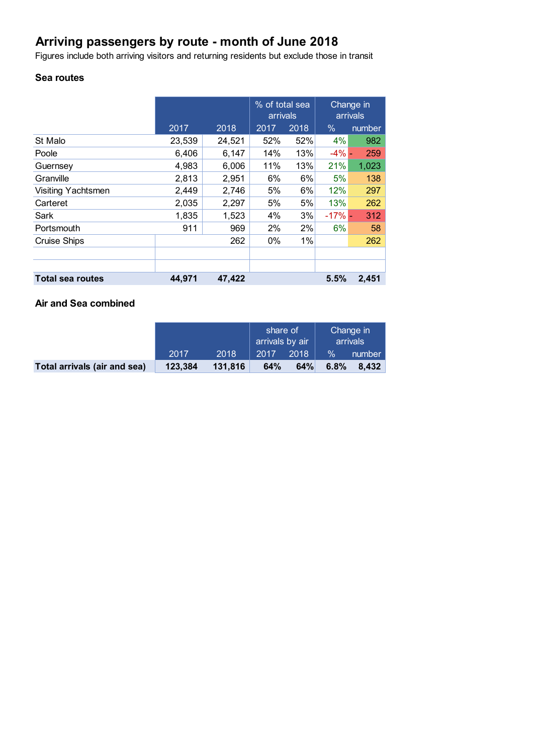# Arriving passengers by route - month of June 2018

Figures include both arriving visitors and returning residents but exclude those in transit

## Sea routes

| | 2017 | 2018 | % of total sea arrivals 2017 | % of total sea arrivals 2018 | Change in arrivals % | Change in arrivals number |
|---|---|---|---|---|---|---|
| St Malo | 23,539 | 24,521 | 52% | 52% | 4% | 982 |
| Poole | 6,406 | 6,147 | 14% | 13% | -4% | -259 |
| Guernsey | 4,983 | 6,006 | 11% | 13% | 21% | 1,023 |
| Granville | 2,813 | 2,951 | 6% | 6% | 5% | 138 |
| Visiting Yachtsmen | 2,449 | 2,746 | 5% | 6% | 12% | 297 |
| Carteret | 2,035 | 2,297 | 5% | 5% | 13% | 262 |
| Sark | 1,835 | 1,523 | 4% | 3% | -17% | -312 |
| Portsmouth | 911 | 969 | 2% | 2% | 6% | 58 |
| Cruise Ships | | 262 | 0% | 1% | | 262 |
| **Total sea routes** | **44,971** | **47,422** | | | **5.5%** | **2,451** |

## Air and Sea combined

| | 2017 | 2018 | share of arrivals by air 2017 | share of arrivals by air 2018 | Change in arrivals % | Change in arrivals number |
|---|---|---|---|---|---|---|
| **Total arrivals (air and sea)** | **123,384** | **131,816** | **64%** | **64%** | **6.8%** | **8,432** |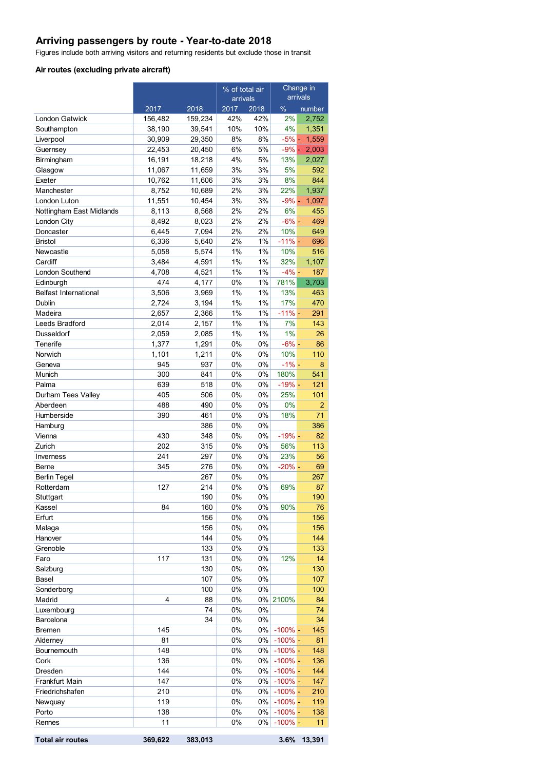## Arriving passengers by route - Year-to-date 2018

Figures include both arriving visitors and returning residents but exclude those in transit

### Air routes (excluding private aircraft)

| | 2017 | 2018 | % of total air arrivals 2017 | 2018 | Change in arrivals % | number |
|---|---|---|---|---|---|---|
| London Gatwick | 156,482 | 159,234 | 42% | 42% | 2% | 2,752 |
| Southampton | 38,190 | 39,541 | 10% | 10% | 4% | 1,351 |
| Liverpool | 30,909 | 29,350 | 8% | 8% | -5% | - 1,559 |
| Guernsey | 22,453 | 20,450 | 6% | 5% | -9% | - 2,003 |
| Birmingham | 16,191 | 18,218 | 4% | 5% | 13% | 2,027 |
| Glasgow | 11,067 | 11,659 | 3% | 3% | 5% | 592 |
| Exeter | 10,762 | 11,606 | 3% | 3% | 8% | 844 |
| Manchester | 8,752 | 10,689 | 2% | 3% | 22% | 1,937 |
| London Luton | 11,551 | 10,454 | 3% | 3% | -9% | - 1,097 |
| Nottingham East Midlands | 8,113 | 8,568 | 2% | 2% | 6% | 455 |
| London City | 8,492 | 8,023 | 2% | 2% | -6% | - 469 |
| Doncaster | 6,445 | 7,094 | 2% | 2% | 10% | 649 |
| Bristol | 6,336 | 5,640 | 2% | 1% | -11% | - 696 |
| Newcastle | 5,058 | 5,574 | 1% | 1% | 10% | 516 |
| Cardiff | 3,484 | 4,591 | 1% | 1% | 32% | 1,107 |
| London Southend | 4,708 | 4,521 | 1% | 1% | -4% | - 187 |
| Edinburgh | 474 | 4,177 | 0% | 1% | 781% | 3,703 |
| Belfast International | 3,506 | 3,969 | 1% | 1% | 13% | 463 |
| Dublin | 2,724 | 3,194 | 1% | 1% | 17% | 470 |
| Madeira | 2,657 | 2,366 | 1% | 1% | -11% | - 291 |
| Leeds Bradford | 2,014 | 2,157 | 1% | 1% | 7% | 143 |
| Dusseldorf | 2,059 | 2,085 | 1% | 1% | 1% | 26 |
| Tenerife | 1,377 | 1,291 | 0% | 0% | -6% | - 86 |
| Norwich | 1,101 | 1,211 | 0% | 0% | 10% | 110 |
| Geneva | 945 | 937 | 0% | 0% | -1% | - 8 |
| Munich | 300 | 841 | 0% | 0% | 180% | 541 |
| Palma | 639 | 518 | 0% | 0% | -19% | - 121 |
| Durham Tees Valley | 405 | 506 | 0% | 0% | 25% | 101 |
| Aberdeen | 488 | 490 | 0% | 0% | 0% | 2 |
| Humberside | 390 | 461 | 0% | 0% | 18% | 71 |
| Hamburg | | 386 | 0% | 0% | | 386 |
| Vienna | 430 | 348 | 0% | 0% | -19% | - 82 |
| Zurich | 202 | 315 | 0% | 0% | 56% | 113 |
| Inverness | 241 | 297 | 0% | 0% | 23% | 56 |
| Berne | 345 | 276 | 0% | 0% | -20% | - 69 |
| Berlin Tegel | | 267 | 0% | 0% | | 267 |
| Rotterdam | 127 | 214 | 0% | 0% | 69% | 87 |
| Stuttgart | | 190 | 0% | 0% | | 190 |
| Kassel | 84 | 160 | 0% | 0% | 90% | 76 |
| Erfurt | | 156 | 0% | 0% | | 156 |
| Malaga | | 156 | 0% | 0% | | 156 |
| Hanover | | 144 | 0% | 0% | | 144 |
| Grenoble | | 133 | 0% | 0% | | 133 |
| Faro | 117 | 131 | 0% | 0% | 12% | 14 |
| Salzburg | | 130 | 0% | 0% | | 130 |
| Basel | | 107 | 0% | 0% | | 107 |
| Sonderborg | | 100 | 0% | 0% | | 100 |
| Madrid | 4 | 88 | 0% | 0% | 2100% | 84 |
| Luxembourg | | 74 | 0% | 0% | | 74 |
| Barcelona | | 34 | 0% | 0% | | 34 |
| Bremen | 145 | | 0% | 0% | -100% | - 145 |
| Alderney | 81 | | 0% | 0% | -100% | - 81 |
| Bournemouth | 148 | | 0% | 0% | -100% | - 148 |
| Cork | 136 | | 0% | 0% | -100% | - 136 |
| Dresden | 144 | | 0% | 0% | -100% | - 144 |
| Frankfurt Main | 147 | | 0% | 0% | -100% | - 147 |
| Friedrichshafen | 210 | | 0% | 0% | -100% | - 210 |
| Newquay | 119 | | 0% | 0% | -100% | - 119 |
| Porto | 138 | | 0% | 0% | -100% | - 138 |
| Rennes | 11 | | 0% | 0% | -100% | - 11 |
| **Total air routes** | **369,622** | **383,013** | | | **3.6%** | **13,391** |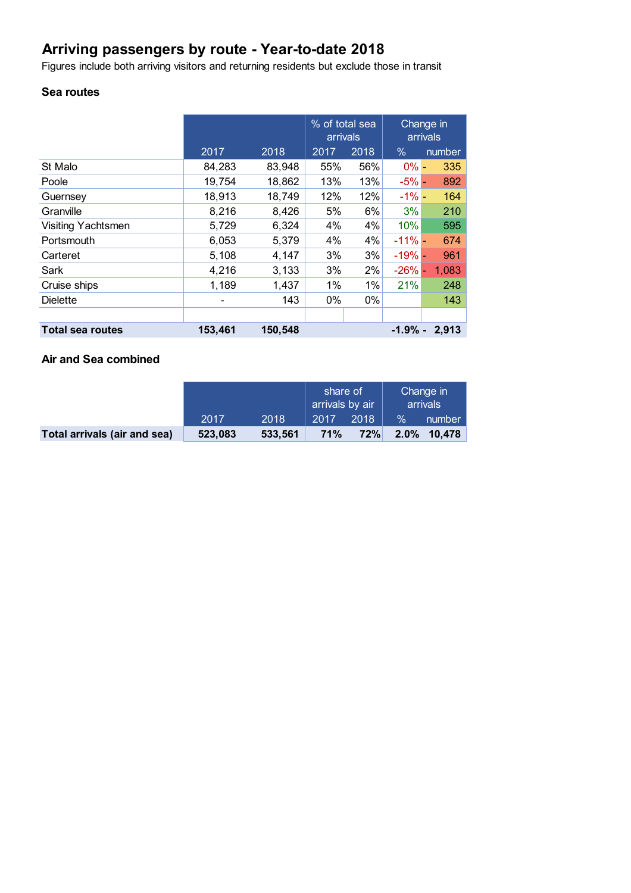# Arriving passengers by route - Year-to-date 2018

Figures include both arriving visitors and returning residents but exclude those in transit

### Sea routes

| | | | % of total sea arrivals | | Change in arrivals | |
|---|---|---|---|---|---|---|
| | 2017 | 2018 | 2017 | 2018 | % | number |
| St Malo | 84,283 | 83,948 | 55% | 56% | 0% | - 335 |
| Poole | 19,754 | 18,862 | 13% | 13% | -5% | - 892 |
| Guernsey | 18,913 | 18,749 | 12% | 12% | -1% | - 164 |
| Granville | 8,216 | 8,426 | 5% | 6% | 3% | 210 |
| Visiting Yachtsmen | 5,729 | 6,324 | 4% | 4% | 10% | 595 |
| Portsmouth | 6,053 | 5,379 | 4% | 4% | -11% | - 674 |
| Carteret | 5,108 | 4,147 | 3% | 3% | -19% | - 961 |
| Sark | 4,216 | 3,133 | 3% | 2% | -26% | - 1,083 |
| Cruise ships | 1,189 | 1,437 | 1% | 1% | 21% | 248 |
| Dielette | - | 143 | 0% | 0% | | 143 |
| | | | | | | |
| **Total sea routes** | **153,461** | **150,548** | | | **-1.9%** | **- 2,913** |

### Air and Sea combined

| | | | share of arrivals by air | | Change in arrivals | |
|---|---|---|---|---|---|---|
| | 2017 | 2018 | 2017 | 2018 | % | number |
| **Total arrivals (air and sea)** | **523,083** | **533,561** | **71%** | **72%** | **2.0%** | **10,478** |